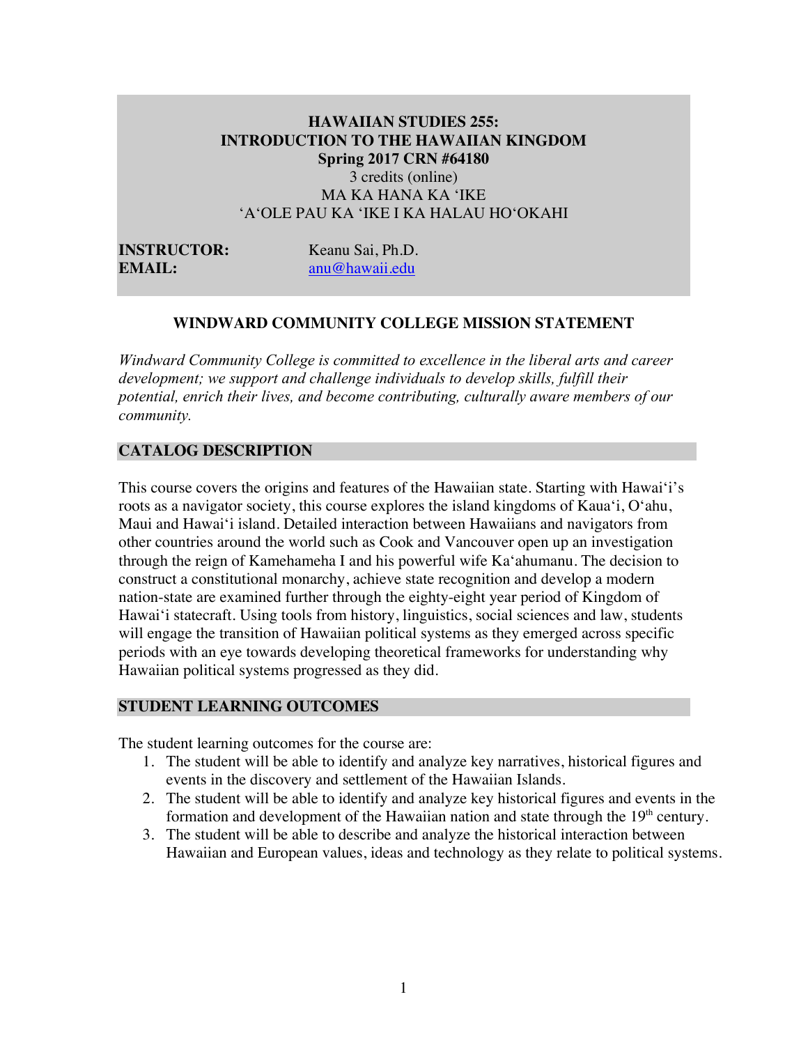**HAWAIIAN STUDIES 255:**
**INTRODUCTION TO THE HAWAIIAN KINGDOM**
**Spring 2017 CRN #64180**
3 credits (online)
MA KA HANA KA ʻIKE
ʻAʻOLE PAU KA ʻIKE I KA HALAU HOʻOKAHI

**INSTRUCTOR:** Keanu Sai, Ph.D.
**EMAIL:** anu@hawaii.edu

## WINDWARD COMMUNITY COLLEGE MISSION STATEMENT

*Windward Community College is committed to excellence in the liberal arts and career development; we support and challenge individuals to develop skills, fulfill their potential, enrich their lives, and become contributing, culturally aware members of our community.*

## CATALOG DESCRIPTION

This course covers the origins and features of the Hawaiian state. Starting with Hawaiʻi's roots as a navigator society, this course explores the island kingdoms of Kauaʻi, Oʻahu, Maui and Hawaiʻi island. Detailed interaction between Hawaiians and navigators from other countries around the world such as Cook and Vancouver open up an investigation through the reign of Kamehameha I and his powerful wife Kaʻahumanu. The decision to construct a constitutional monarchy, achieve state recognition and develop a modern nation-state are examined further through the eighty-eight year period of Kingdom of Hawaiʻi statecraft. Using tools from history, linguistics, social sciences and law, students will engage the transition of Hawaiian political systems as they emerged across specific periods with an eye towards developing theoretical frameworks for understanding why Hawaiian political systems progressed as they did.

## STUDENT LEARNING OUTCOMES

The student learning outcomes for the course are:

1. The student will be able to identify and analyze key narratives, historical figures and events in the discovery and settlement of the Hawaiian Islands.
2. The student will be able to identify and analyze key historical figures and events in the formation and development of the Hawaiian nation and state through the 19th century.
3. The student will be able to describe and analyze the historical interaction between Hawaiian and European values, ideas and technology as they relate to political systems.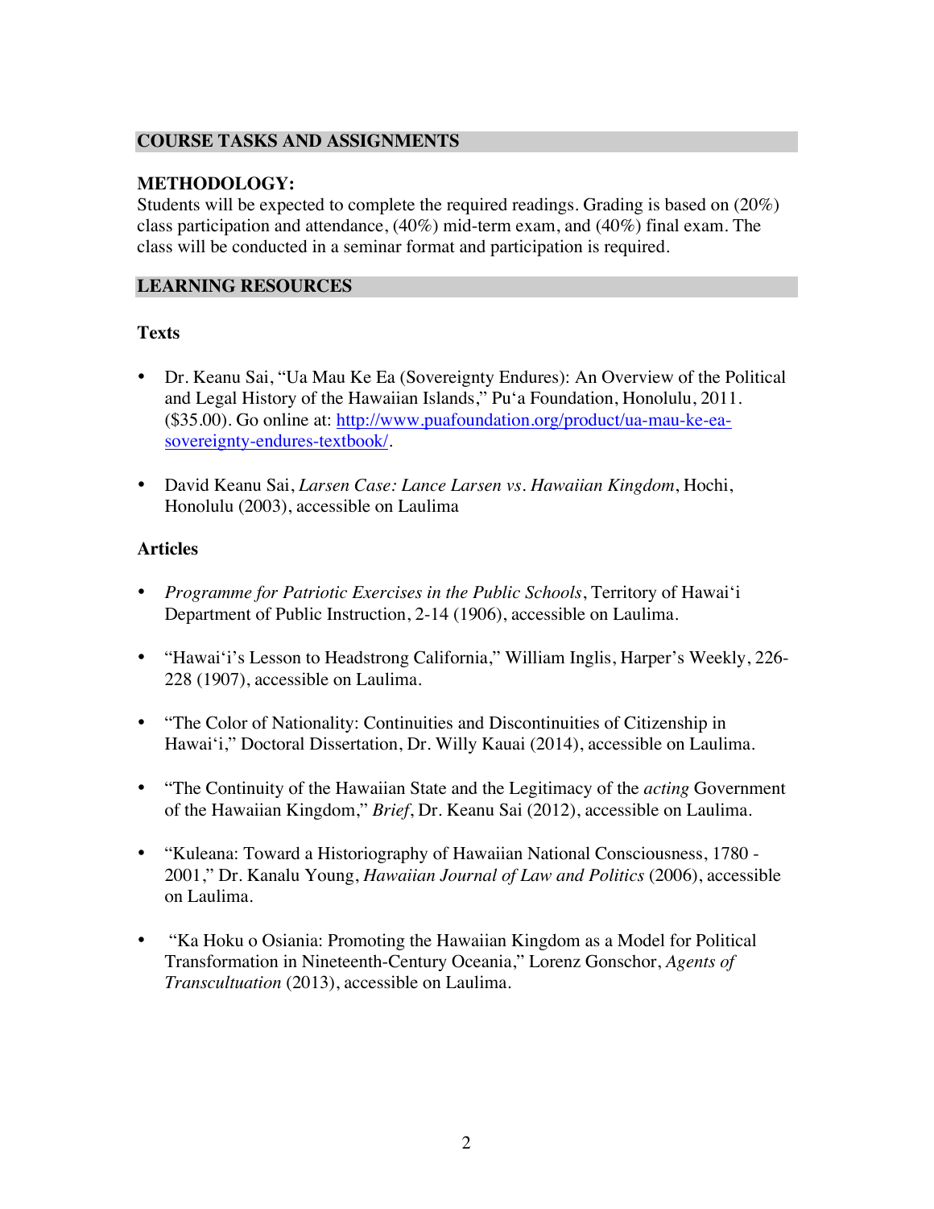## COURSE TASKS AND ASSIGNMENTS

### METHODOLOGY:

Students will be expected to complete the required readings. Grading is based on (20%) class participation and attendance, (40%) mid-term exam, and (40%) final exam. The class will be conducted in a seminar format and participation is required.

## LEARNING RESOURCES

### Texts

- Dr. Keanu Sai, "Ua Mau Ke Ea (Sovereignty Endures): An Overview of the Political and Legal History of the Hawaiian Islands," Puʻa Foundation, Honolulu, 2011. ($35.00). Go online at: [http://www.puafoundation.org/product/ua-mau-ke-ea-sovereignty-endures-textbook/](http://www.puafoundation.org/product/ua-mau-ke-ea-sovereignty-endures-textbook/).
- David Keanu Sai, *Larsen Case: Lance Larsen vs. Hawaiian Kingdom*, Hochi, Honolulu (2003), accessible on Laulima

### Articles

- *Programme for Patriotic Exercises in the Public Schools*, Territory of Hawaiʻi Department of Public Instruction, 2-14 (1906), accessible on Laulima.
- "Hawaiʻi's Lesson to Headstrong California," William Inglis, Harper's Weekly, 226-228 (1907), accessible on Laulima.
- "The Color of Nationality: Continuities and Discontinuities of Citizenship in Hawaiʻi," Doctoral Dissertation, Dr. Willy Kauai (2014), accessible on Laulima.
- "The Continuity of the Hawaiian State and the Legitimacy of the *acting* Government of the Hawaiian Kingdom," *Brief*, Dr. Keanu Sai (2012), accessible on Laulima.
- "Kuleana: Toward a Historiography of Hawaiian National Consciousness, 1780 - 2001," Dr. Kanalu Young, *Hawaiian Journal of Law and Politics* (2006), accessible on Laulima.
- "Ka Hoku o Osiania: Promoting the Hawaiian Kingdom as a Model for Political Transformation in Nineteenth-Century Oceania," Lorenz Gonschor, *Agents of Transcultuation* (2013), accessible on Laulima.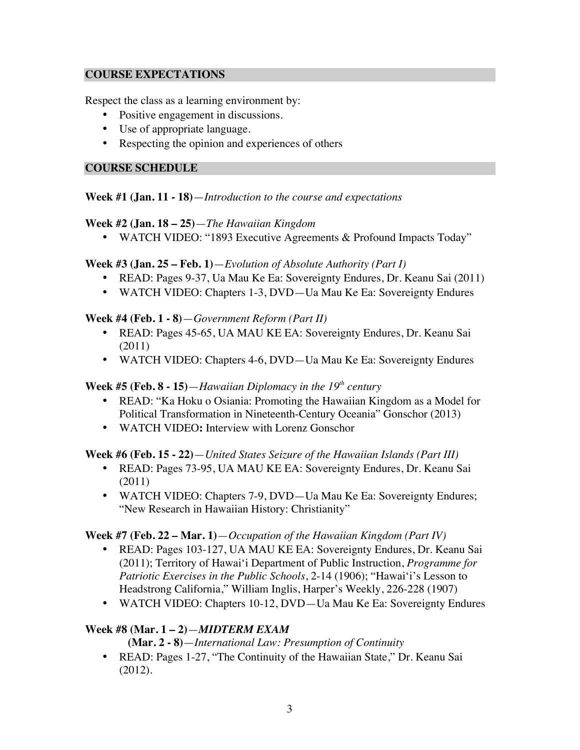## COURSE EXPECTATIONS

Respect the class as a learning environment by:

- Positive engagement in discussions.
- Use of appropriate language.
- Respecting the opinion and experiences of others

## COURSE SCHEDULE

**Week #1 (Jan. 11 - 18)**—*Introduction to the course and expectations*

**Week #2 (Jan. 18 – 25)**—*The Hawaiian Kingdom*

- WATCH VIDEO: "1893 Executive Agreements & Profound Impacts Today"

**Week #3 (Jan. 25 – Feb. 1)**—*Evolution of Absolute Authority (Part I)*

- READ: Pages 9-37, Ua Mau Ke Ea: Sovereignty Endures, Dr. Keanu Sai (2011)
- WATCH VIDEO: Chapters 1-3, DVD—Ua Mau Ke Ea: Sovereignty Endures

**Week #4 (Feb. 1 - 8)**—*Government Reform (Part II)*

- READ: Pages 45-65, UA MAU KE EA: Sovereignty Endures, Dr. Keanu Sai (2011)
- WATCH VIDEO: Chapters 4-6, DVD—Ua Mau Ke Ea: Sovereignty Endures

**Week #5 (Feb. 8 - 15)**—*Hawaiian Diplomacy in the 19th century*

- READ: "Ka Hoku o Osiania: Promoting the Hawaiian Kingdom as a Model for Political Transformation in Nineteenth-Century Oceania" Gonschor (2013)
- WATCH VIDEO**:** Interview with Lorenz Gonschor

**Week #6 (Feb. 15 - 22)**—*United States Seizure of the Hawaiian Islands (Part III)*

- READ: Pages 73-95, UA MAU KE EA: Sovereignty Endures, Dr. Keanu Sai (2011)
- WATCH VIDEO: Chapters 7-9, DVD—Ua Mau Ke Ea: Sovereignty Endures; "New Research in Hawaiian History: Christianity"

**Week #7 (Feb. 22 – Mar. 1)**—*Occupation of the Hawaiian Kingdom (Part IV)*

- READ: Pages 103-127, UA MAU KE EA: Sovereignty Endures, Dr. Keanu Sai (2011); Territory of Hawaiʻi Department of Public Instruction, *Programme for Patriotic Exercises in the Public Schools*, 2-14 (1906); "Hawaiʻi's Lesson to Headstrong California," William Inglis, Harper's Weekly, 226-228 (1907)
- WATCH VIDEO: Chapters 10-12, DVD—Ua Mau Ke Ea: Sovereignty Endures

**Week #8 (Mar. 1 – 2)**—***MIDTERM EXAM***

**(Mar. 2 - 8)**—*International Law: Presumption of Continuity*

- READ: Pages 1-27, "The Continuity of the Hawaiian State," Dr. Keanu Sai (2012).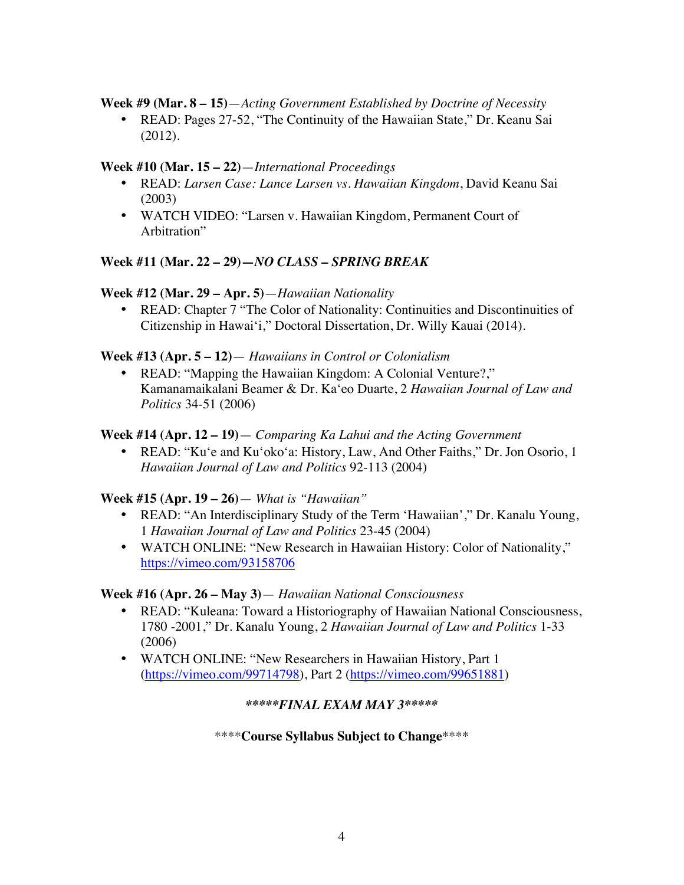**Week #9 (Mar. 8 – 15)**—*Acting Government Established by Doctrine of Necessity*

- READ: Pages 27-52, "The Continuity of the Hawaiian State," Dr. Keanu Sai (2012).

**Week #10 (Mar. 15 – 22)**—*International Proceedings*

- READ: *Larsen Case: Lance Larsen vs. Hawaiian Kingdom*, David Keanu Sai (2003)
- WATCH VIDEO: "Larsen v. Hawaiian Kingdom, Permanent Court of Arbitration"

**Week #11 (Mar. 22 – 29)—*NO CLASS – SPRING BREAK***

**Week #12 (Mar. 29 – Apr. 5)**—*Hawaiian Nationality*

- READ: Chapter 7 "The Color of Nationality: Continuities and Discontinuities of Citizenship in Hawai'i," Doctoral Dissertation, Dr. Willy Kauai (2014).

**Week #13 (Apr. 5 – 12)**— *Hawaiians in Control or Colonialism*

- READ: "Mapping the Hawaiian Kingdom: A Colonial Venture?," Kamanamaikalani Beamer & Dr. Ka'eo Duarte, 2 *Hawaiian Journal of Law and Politics* 34-51 (2006)

**Week #14 (Apr. 12 – 19)**— *Comparing Ka Lahui and the Acting Government*

- READ: "Ku'e and Ku'oko'a: History, Law, And Other Faiths," Dr. Jon Osorio, 1 *Hawaiian Journal of Law and Politics* 92-113 (2004)

**Week #15 (Apr. 19 – 26)**— *What is "Hawaiian"*

- READ: "An Interdisciplinary Study of the Term 'Hawaiian'," Dr. Kanalu Young, 1 *Hawaiian Journal of Law and Politics* 23-45 (2004)
- WATCH ONLINE: "New Research in Hawaiian History: Color of Nationality," https://vimeo.com/93158706

**Week #16 (Apr. 26 – May 3)**— *Hawaiian National Consciousness*

- READ: "Kuleana: Toward a Historiography of Hawaiian National Consciousness, 1780 -2001," Dr. Kanalu Young, 2 *Hawaiian Journal of Law and Politics* 1-33 (2006)
- WATCH ONLINE: "New Researchers in Hawaiian History, Part 1 (https://vimeo.com/99714798), Part 2 (https://vimeo.com/99651881)

***\*\*\*\*\*FINAL EXAM MAY 3\*\*\*\*\****

\*\*\*\***Course Syllabus Subject to Change**\*\*\*\*